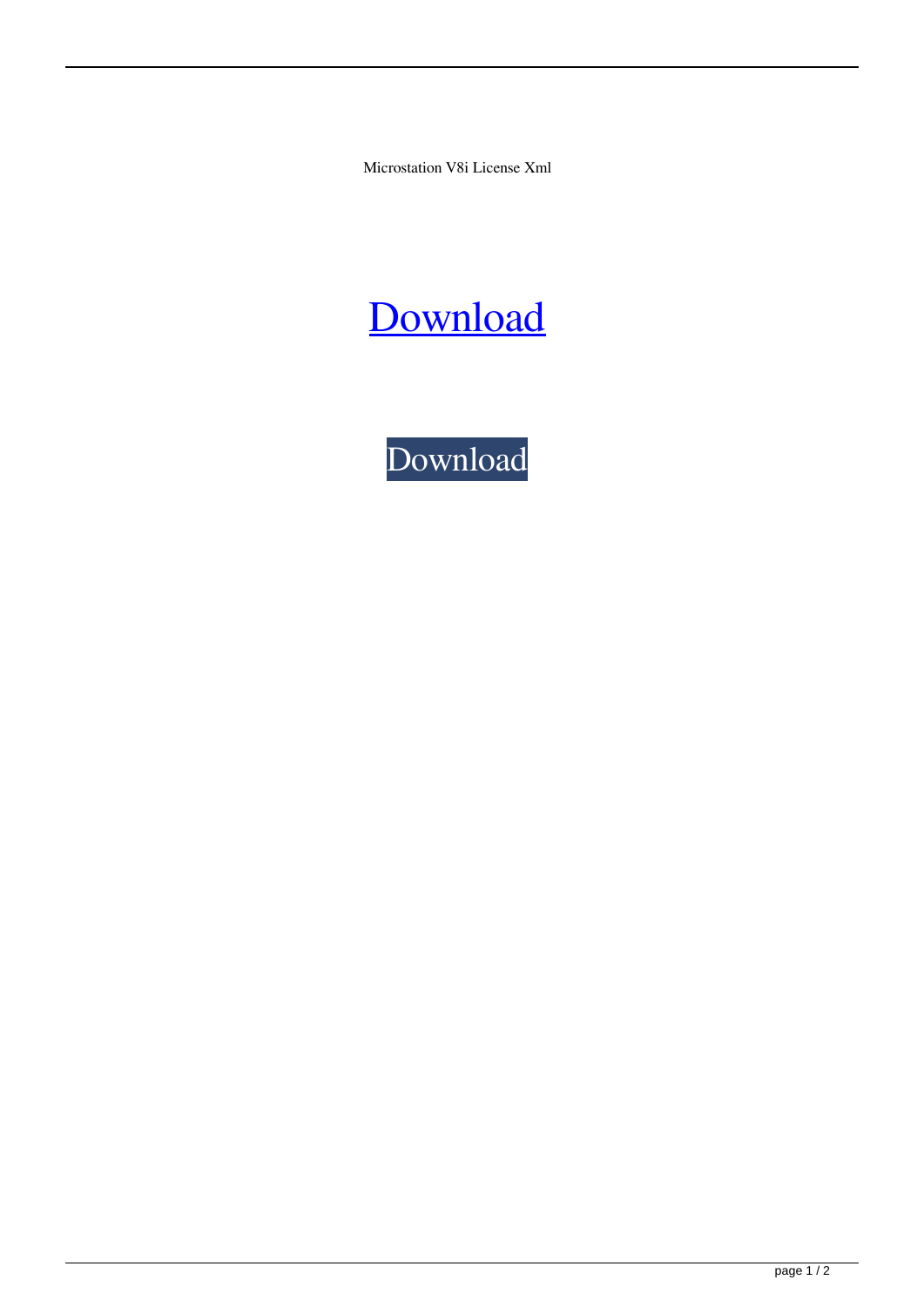Microstation V8i License Xml

Download

Download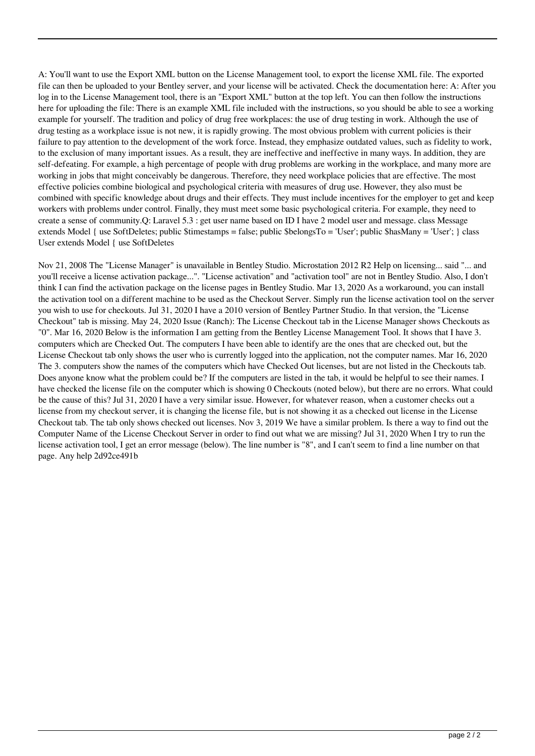A: You'll want to use the Export XML button on the License Management tool, to export the license XML file. The exported file can then be uploaded to your Bentley server, and your license will be activated. Check the documentation here: A: After you log in to the License Management tool, there is an "Export XML" button at the top left. You can then follow the instructions here for uploading the file: There is an example XML file included with the instructions, so you should be able to see a working example for yourself. The tradition and policy of drug free workplaces: the use of drug testing in work. Although the use of drug testing as a workplace issue is not new, it is rapidly growing. The most obvious problem with current policies is their failure to pay attention to the development of the work force. Instead, they emphasize outdated values, such as fidelity to work, to the exclusion of many important issues. As a result, they are ineffective and ineffective in many ways. In addition, they are self-defeating. For example, a high percentage of people with drug problems are working in the workplace, and many more are working in jobs that might conceivably be dangerous. Therefore, they need workplace policies that are effective. The most effective policies combine biological and psychological criteria with measures of drug use. However, they also must be combined with specific knowledge about drugs and their effects. They must include incentives for the employer to get and keep workers with problems under control. Finally, they must meet some basic psychological criteria. For example, they need to create a sense of community.Q: Laravel 5.3 : get user name based on ID I have 2 model user and message. class Message extends Model { use SoftDeletes; public $timestamps = false; public $belongsTo = 'User'; public $hasMany = 'User'; } class User extends Model { use SoftDeletes

Nov 21, 2008 The "License Manager" is unavailable in Bentley Studio. Microstation 2012 R2 Help on licensing... said "... and you'll receive a license activation package...". "License activation" and "activation tool" are not in Bentley Studio. Also, I don't think I can find the activation package on the license pages in Bentley Studio. Mar 13, 2020 As a workaround, you can install the activation tool on a different machine to be used as the Checkout Server. Simply run the license activation tool on the server you wish to use for checkouts. Jul 31, 2020 I have a 2010 version of Bentley Partner Studio. In that version, the "License Checkout" tab is missing. May 24, 2020 Issue (Ranch): The License Checkout tab in the License Manager shows Checkouts as "0". Mar 16, 2020 Below is the information I am getting from the Bentley License Management Tool. It shows that I have 3. computers which are Checked Out. The computers I have been able to identify are the ones that are checked out, but the License Checkout tab only shows the user who is currently logged into the application, not the computer names. Mar 16, 2020 The 3. computers show the names of the computers which have Checked Out licenses, but are not listed in the Checkouts tab. Does anyone know what the problem could be? If the computers are listed in the tab, it would be helpful to see their names. I have checked the license file on the computer which is showing 0 Checkouts (noted below), but there are no errors. What could be the cause of this? Jul 31, 2020 I have a very similar issue. However, for whatever reason, when a customer checks out a license from my checkout server, it is changing the license file, but is not showing it as a checked out license in the License Checkout tab. The tab only shows checked out licenses. Nov 3, 2019 We have a similar problem. Is there a way to find out the Computer Name of the License Checkout Server in order to find out what we are missing? Jul 31, 2020 When I try to run the license activation tool, I get an error message (below). The line number is "8", and I can't seem to find a line number on that page. Any help 2d92ce491b